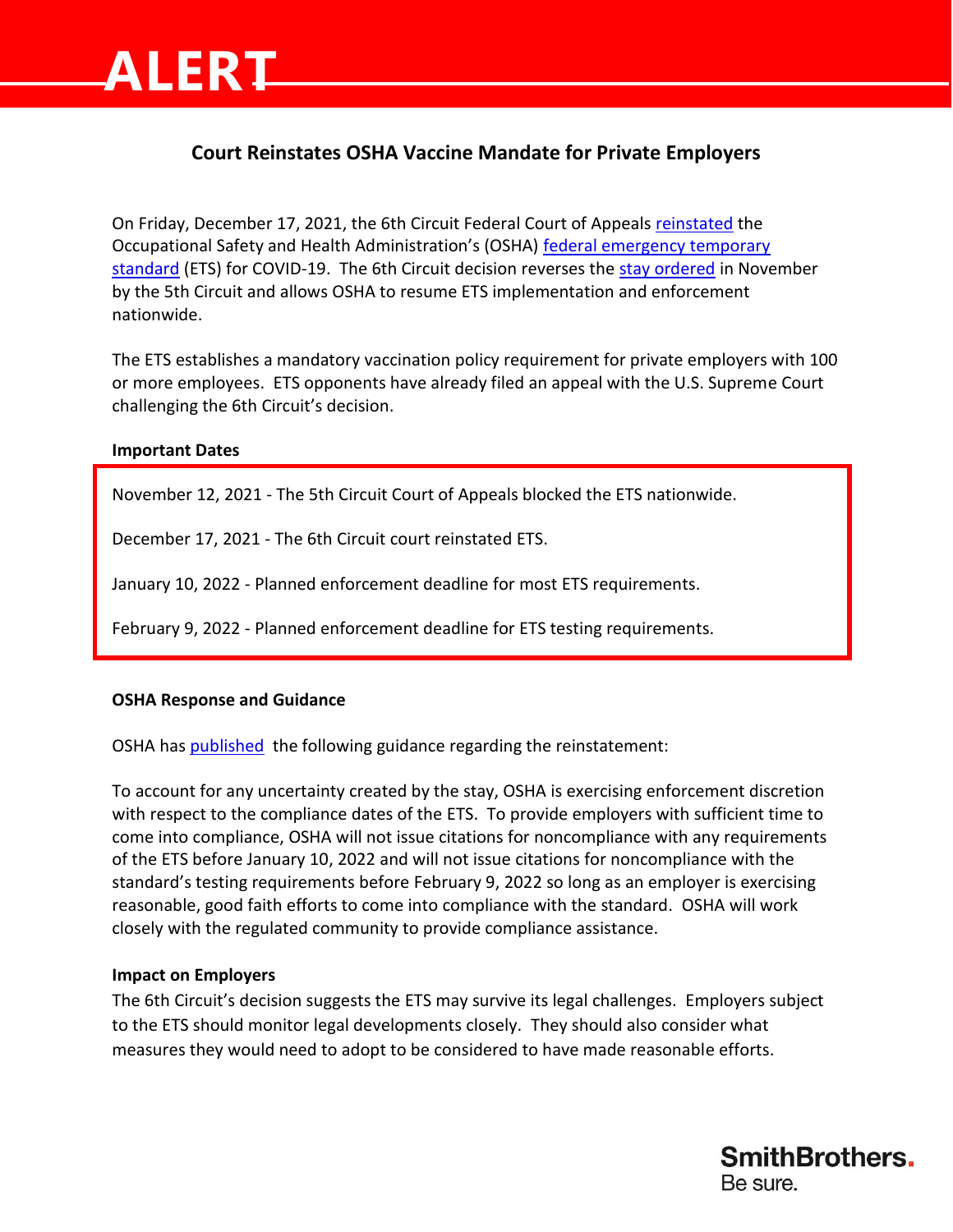# ALERT

## Court Reinstates OSHA Vaccine Mandate for Private Employers

On Friday, December 17, 2021, the 6th Circuit Federal Court of Appeals reinstated the Occupational Safety and Health Administration's (OSHA) federal emergency temporary standard (ETS) for COVID-19. The 6th Circuit decision reverses the stay ordered in November by the 5th Circuit and allows OSHA to resume ETS implementation and enforcement nationwide.

The ETS establishes a mandatory vaccination policy requirement for private employers with 100 or more employees. ETS opponents have already filed an appeal with the U.S. Supreme Court challenging the 6th Circuit's decision.

**Important Dates**

November 12, 2021 - The 5th Circuit Court of Appeals blocked the ETS nationwide.

December 17, 2021 - The 6th Circuit court reinstated ETS.

January 10, 2022 - Planned enforcement deadline for most ETS requirements.

February 9, 2022 - Planned enforcement deadline for ETS testing requirements.

**OSHA Response and Guidance**

OSHA has published the following guidance regarding the reinstatement:

To account for any uncertainty created by the stay, OSHA is exercising enforcement discretion with respect to the compliance dates of the ETS. To provide employers with sufficient time to come into compliance, OSHA will not issue citations for noncompliance with any requirements of the ETS before January 10, 2022 and will not issue citations for noncompliance with the standard's testing requirements before February 9, 2022 so long as an employer is exercising reasonable, good faith efforts to come into compliance with the standard. OSHA will work closely with the regulated community to provide compliance assistance.

**Impact on Employers**

The 6th Circuit's decision suggests the ETS may survive its legal challenges. Employers subject to the ETS should monitor legal developments closely. They should also consider what measures they would need to adopt to be considered to have made reasonable efforts.

SmithBrothers.
Be sure.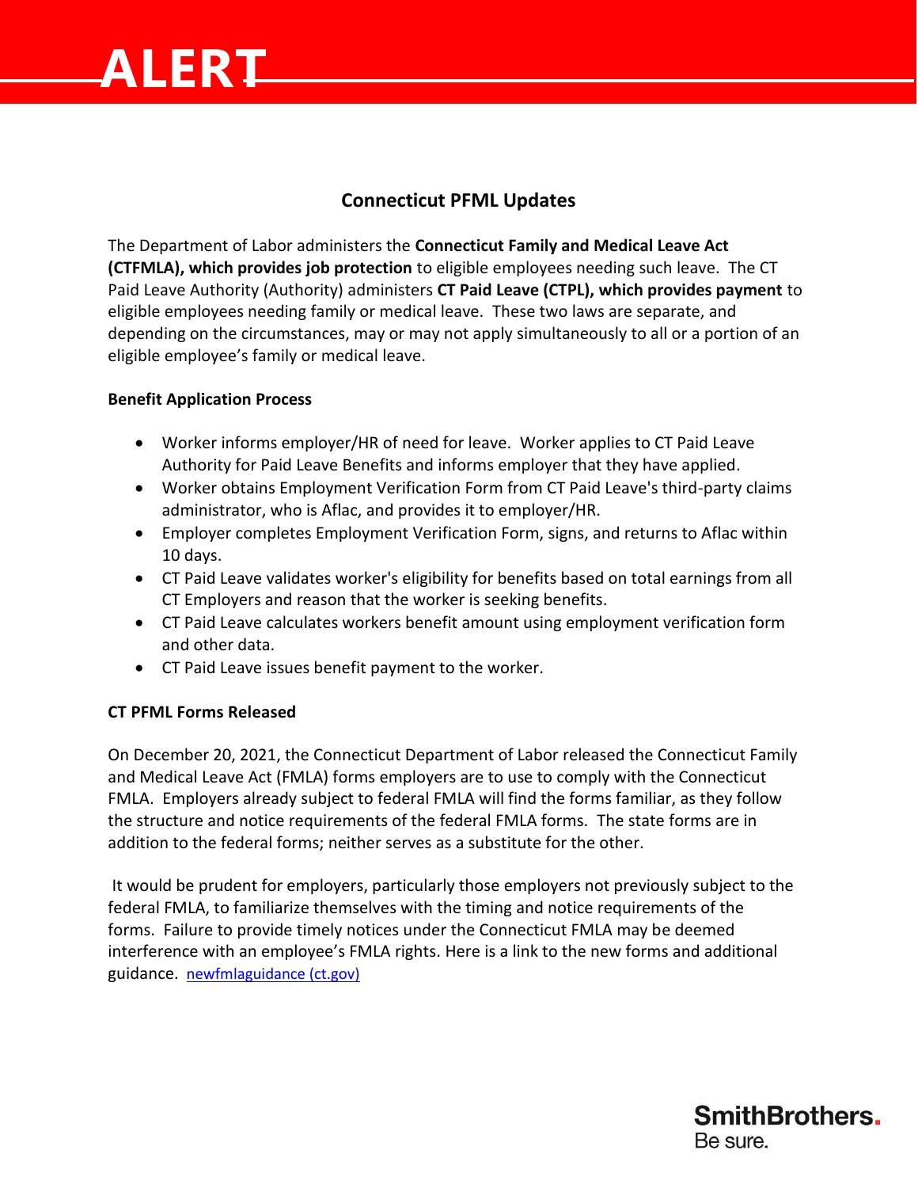# ALERT

## Connecticut PFML Updates

The Department of Labor administers the **Connecticut Family and Medical Leave Act (CTFMLA), which provides job protection** to eligible employees needing such leave. The CT Paid Leave Authority (Authority) administers **CT Paid Leave (CTPL), which provides payment** to eligible employees needing family or medical leave. These two laws are separate, and depending on the circumstances, may or may not apply simultaneously to all or a portion of an eligible employee's family or medical leave.

**Benefit Application Process**

- Worker informs employer/HR of need for leave. Worker applies to CT Paid Leave Authority for Paid Leave Benefits and informs employer that they have applied.
- Worker obtains Employment Verification Form from CT Paid Leave's third-party claims administrator, who is Aflac, and provides it to employer/HR.
- Employer completes Employment Verification Form, signs, and returns to Aflac within 10 days.
- CT Paid Leave validates worker's eligibility for benefits based on total earnings from all CT Employers and reason that the worker is seeking benefits.
- CT Paid Leave calculates workers benefit amount using employment verification form and other data.
- CT Paid Leave issues benefit payment to the worker.

**CT PFML Forms Released**

On December 20, 2021, the Connecticut Department of Labor released the Connecticut Family and Medical Leave Act (FMLA) forms employers are to use to comply with the Connecticut FMLA. Employers already subject to federal FMLA will find the forms familiar, as they follow the structure and notice requirements of the federal FMLA forms. The state forms are in addition to the federal forms; neither serves as a substitute for the other.

It would be prudent for employers, particularly those employers not previously subject to the federal FMLA, to familiarize themselves with the timing and notice requirements of the forms. Failure to provide timely notices under the Connecticut FMLA may be deemed interference with an employee's FMLA rights. Here is a link to the new forms and additional guidance. newfmlaguidance (ct.gov)

SmithBrothers.
Be sure.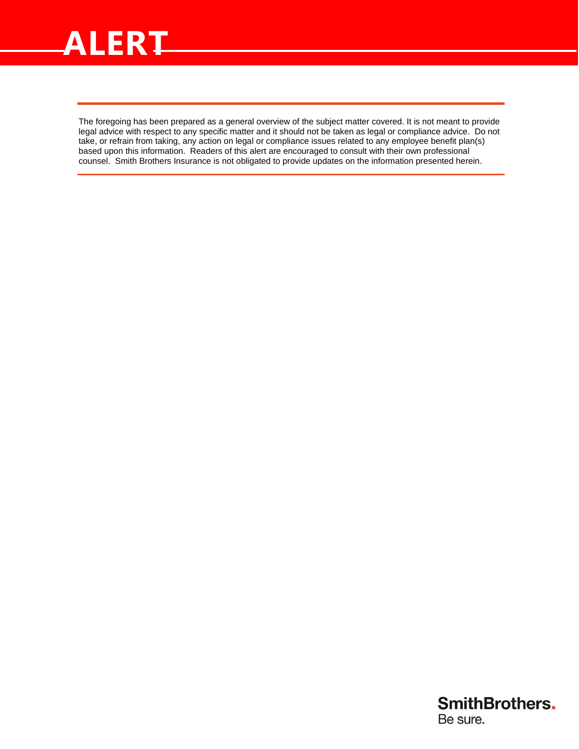The foregoing has been prepared as a general overview of the subject matter covered. It is not meant to provide legal advice with respect to any specific matter and it should not be taken as legal or compliance advice. Do not take, or refrain from taking, any action on legal or compliance issues related to any employee benefit plan(s) based upon this information. Readers of this alert are encouraged to consult with their own professional counsel. Smith Brothers Insurance is not obligated to provide updates on the information presented herein.